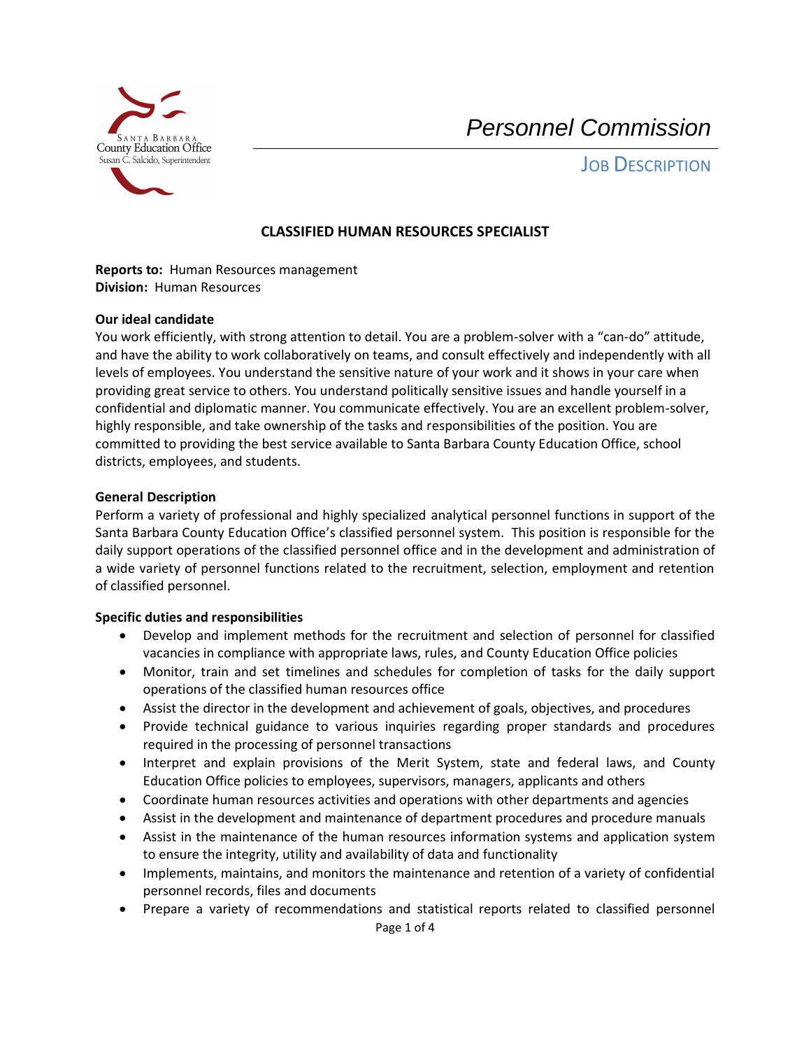Santa Barbara County Education Office
Susan C. Salcido, Superintendent

*Personnel Commission*

JOB DESCRIPTION

# CLASSIFIED HUMAN RESOURCES SPECIALIST

**Reports to:** Human Resources management
**Division:** Human Resources

**Our ideal candidate**

You work efficiently, with strong attention to detail. You are a problem-solver with a "can-do" attitude, and have the ability to work collaboratively on teams, and consult effectively and independently with all levels of employees. You understand the sensitive nature of your work and it shows in your care when providing great service to others. You understand politically sensitive issues and handle yourself in a confidential and diplomatic manner. You communicate effectively. You are an excellent problem-solver, highly responsible, and take ownership of the tasks and responsibilities of the position. You are committed to providing the best service available to Santa Barbara County Education Office, school districts, employees, and students.

**General Description**

Perform a variety of professional and highly specialized analytical personnel functions in support of the Santa Barbara County Education Office's classified personnel system. This position is responsible for the daily support operations of the classified personnel office and in the development and administration of a wide variety of personnel functions related to the recruitment, selection, employment and retention of classified personnel.

**Specific duties and responsibilities**

- Develop and implement methods for the recruitment and selection of personnel for classified vacancies in compliance with appropriate laws, rules, and County Education Office policies
- Monitor, train and set timelines and schedules for completion of tasks for the daily support operations of the classified human resources office
- Assist the director in the development and achievement of goals, objectives, and procedures
- Provide technical guidance to various inquiries regarding proper standards and procedures required in the processing of personnel transactions
- Interpret and explain provisions of the Merit System, state and federal laws, and County Education Office policies to employees, supervisors, managers, applicants and others
- Coordinate human resources activities and operations with other departments and agencies
- Assist in the development and maintenance of department procedures and procedure manuals
- Assist in the maintenance of the human resources information systems and application system to ensure the integrity, utility and availability of data and functionality
- Implements, maintains, and monitors the maintenance and retention of a variety of confidential personnel records, files and documents
- Prepare a variety of recommendations and statistical reports related to classified personnel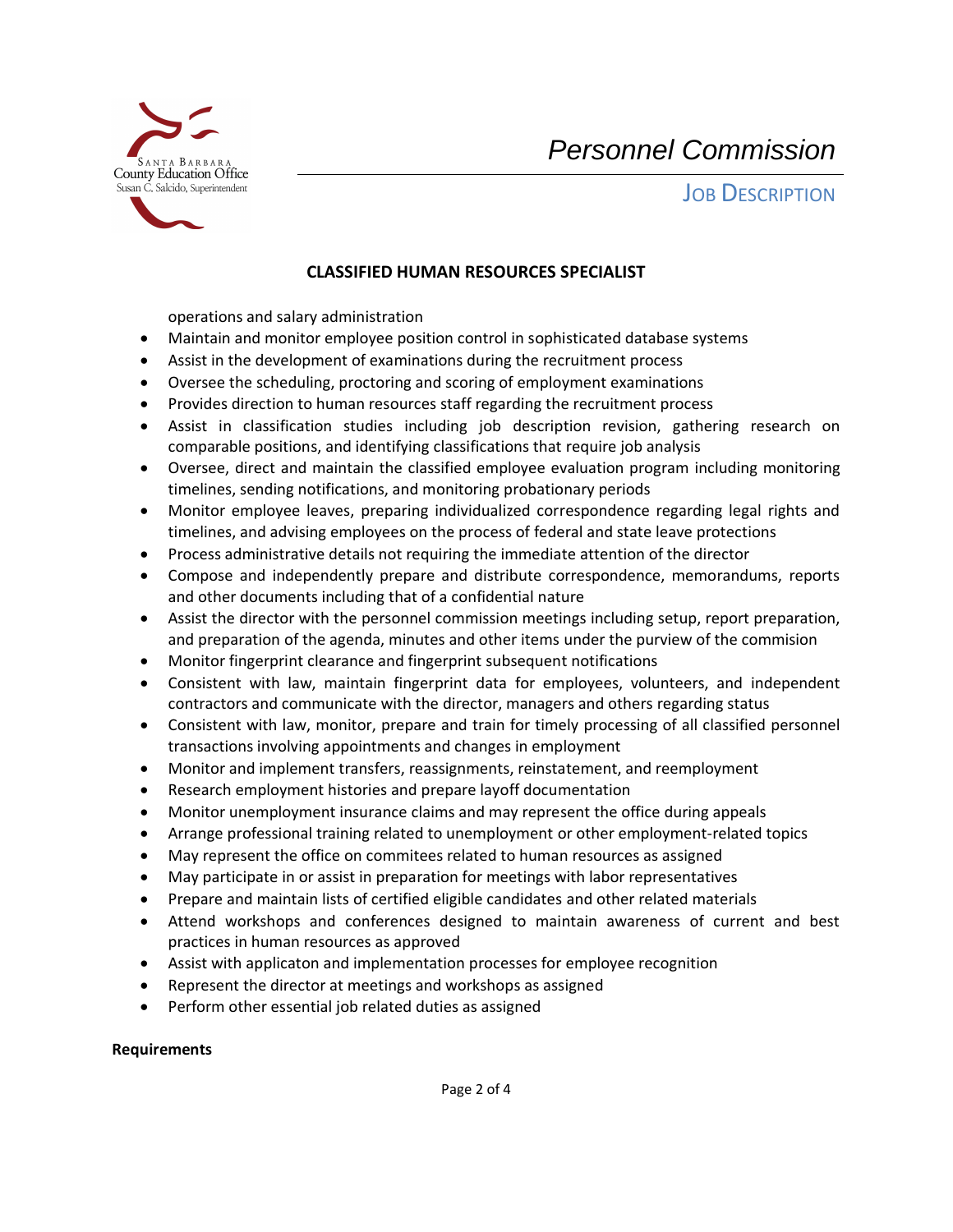operations and salary administration

- Maintain and monitor employee position control in sophisticated database systems
- Assist in the development of examinations during the recruitment process
- Oversee the scheduling, proctoring and scoring of employment examinations
- Provides direction to human resources staff regarding the recruitment process
- Assist in classification studies including job description revision, gathering research on comparable positions, and identifying classifications that require job analysis
- Oversee, direct and maintain the classified employee evaluation program including monitoring timelines, sending notifications, and monitoring probationary periods
- Monitor employee leaves, preparing individualized correspondence regarding legal rights and timelines, and advising employees on the process of federal and state leave protections
- Process administrative details not requiring the immediate attention of the director
- Compose and independently prepare and distribute correspondence, memorandums, reports and other documents including that of a confidential nature
- Assist the director with the personnel commission meetings including setup, report preparation, and preparation of the agenda, minutes and other items under the purview of the commision
- Monitor fingerprint clearance and fingerprint subsequent notifications
- Consistent with law, maintain fingerprint data for employees, volunteers, and independent contractors and communicate with the director, managers and others regarding status
- Consistent with law, monitor, prepare and train for timely processing of all classified personnel transactions involving appointments and changes in employment
- Monitor and implement transfers, reassignments, reinstatement, and reemployment
- Research employment histories and prepare layoff documentation
- Monitor unemployment insurance claims and may represent the office during appeals
- Arrange professional training related to unemployment or other employment-related topics
- May represent the office on commitees related to human resources as assigned
- May participate in or assist in preparation for meetings with labor representatives
- Prepare and maintain lists of certified eligible candidates and other related materials
- Attend workshops and conferences designed to maintain awareness of current and best practices in human resources as approved
- Assist with applicaton and implementation processes for employee recognition
- Represent the director at meetings and workshops as assigned
- Perform other essential job related duties as assigned

**Requirements**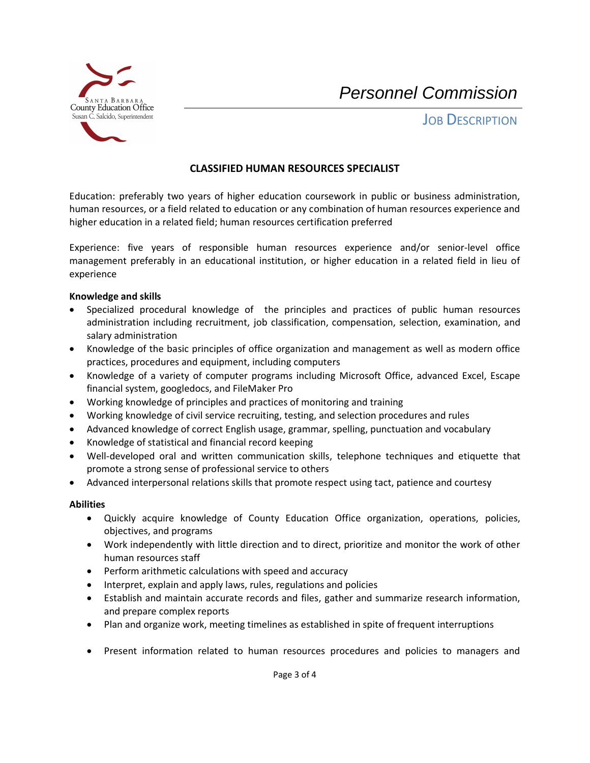## CLASSIFIED HUMAN RESOURCES SPECIALIST

Education: preferably two years of higher education coursework in public or business administration, human resources, or a field related to education or any combination of human resources experience and higher education in a related field; human resources certification preferred

Experience: five years of responsible human resources experience and/or senior-level office management preferably in an educational institution, or higher education in a related field in lieu of experience

**Knowledge and skills**

- Specialized procedural knowledge of the principles and practices of public human resources administration including recruitment, job classification, compensation, selection, examination, and salary administration
- Knowledge of the basic principles of office organization and management as well as modern office practices, procedures and equipment, including computers
- Knowledge of a variety of computer programs including Microsoft Office, advanced Excel, Escape financial system, googledocs, and FileMaker Pro
- Working knowledge of principles and practices of monitoring and training
- Working knowledge of civil service recruiting, testing, and selection procedures and rules
- Advanced knowledge of correct English usage, grammar, spelling, punctuation and vocabulary
- Knowledge of statistical and financial record keeping
- Well-developed oral and written communication skills, telephone techniques and etiquette that promote a strong sense of professional service to others
- Advanced interpersonal relations skills that promote respect using tact, patience and courtesy

**Abilities**

- Quickly acquire knowledge of County Education Office organization, operations, policies, objectives, and programs
- Work independently with little direction and to direct, prioritize and monitor the work of other human resources staff
- Perform arithmetic calculations with speed and accuracy
- Interpret, explain and apply laws, rules, regulations and policies
- Establish and maintain accurate records and files, gather and summarize research information, and prepare complex reports
- Plan and organize work, meeting timelines as established in spite of frequent interruptions
- Present information related to human resources procedures and policies to managers and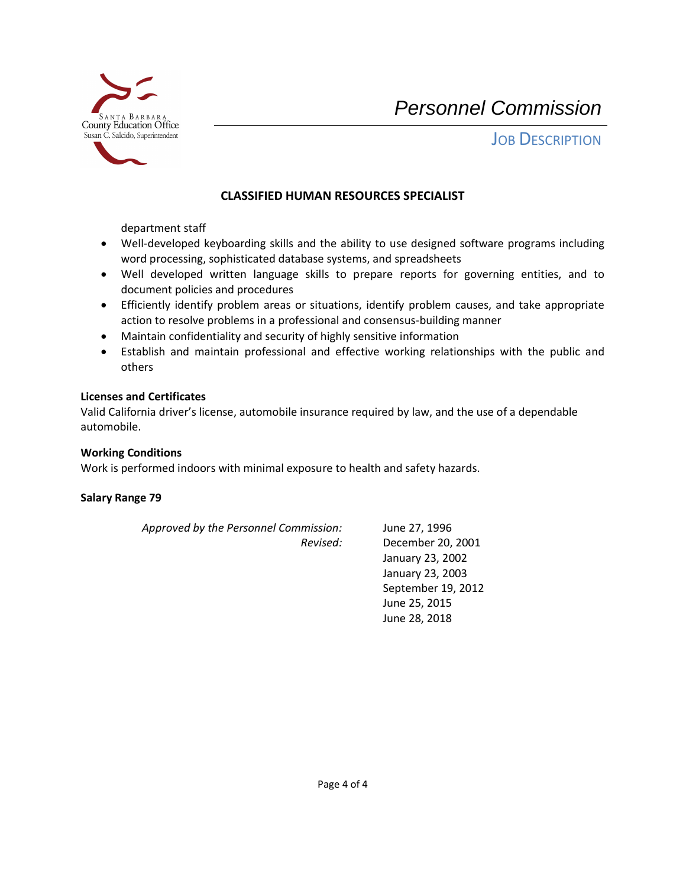department staff

- Well-developed keyboarding skills and the ability to use designed software programs including word processing, sophisticated database systems, and spreadsheets
- Well developed written language skills to prepare reports for governing entities, and to document policies and procedures
- Efficiently identify problem areas or situations, identify problem causes, and take appropriate action to resolve problems in a professional and consensus-building manner
- Maintain confidentiality and security of highly sensitive information
- Establish and maintain professional and effective working relationships with the public and others

**Licenses and Certificates**

Valid California driver's license, automobile insurance required by law, and the use of a dependable automobile.

**Working Conditions**

Work is performed indoors with minimal exposure to health and safety hazards.

**Salary Range 79**

| | |
|---|---|
| *Approved by the Personnel Commission:* | June 27, 1996 |
| *Revised:* | December 20, 2001 |
| | January 23, 2002 |
| | January 23, 2003 |
| | September 19, 2012 |
| | June 25, 2015 |
| | June 28, 2018 |